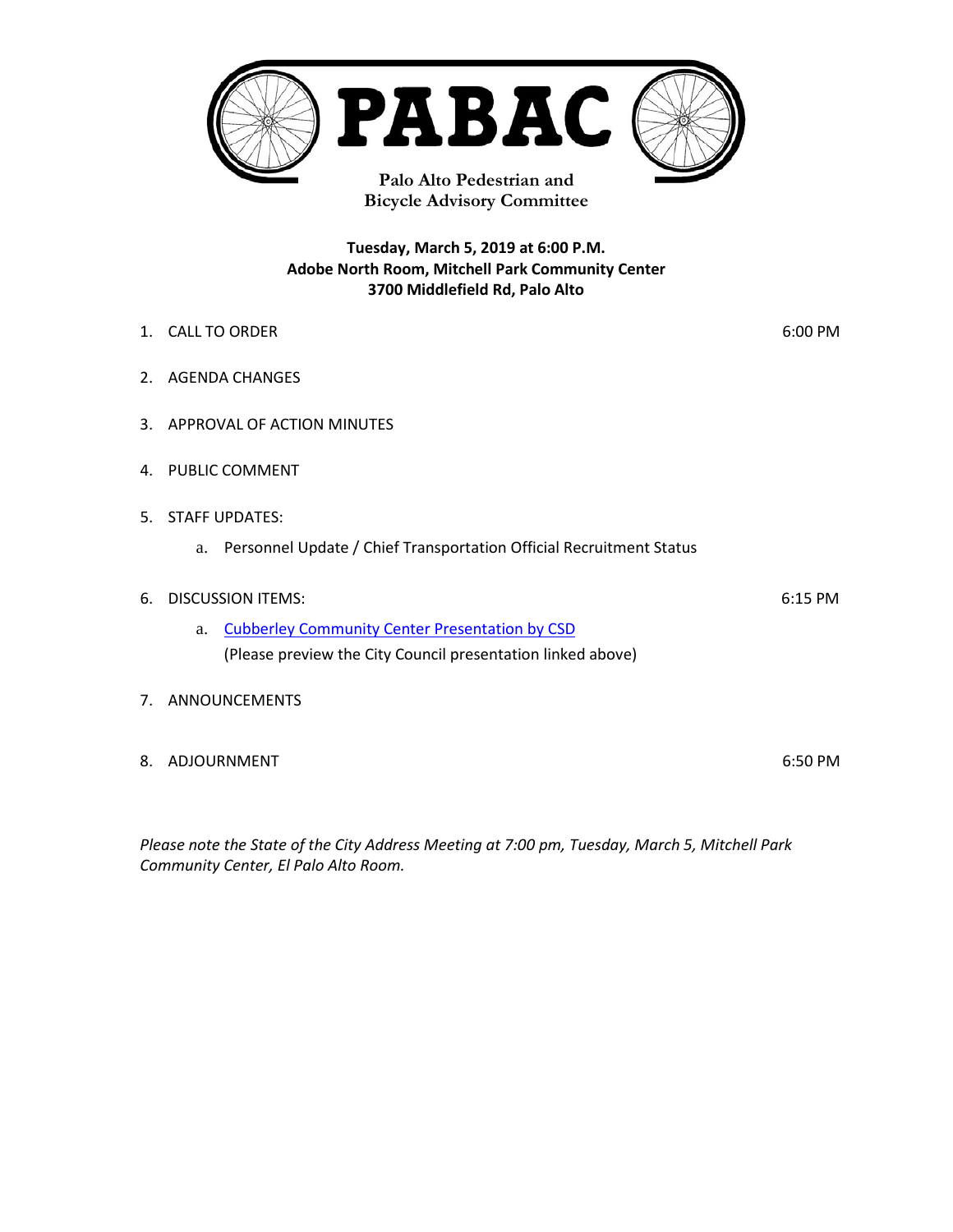# PABAC

**Palo Alto Pedestrian and Bicycle Advisory Committee**

**Tuesday, March 5, 2019 at 6:00 P.M.**
**Adobe North Room, Mitchell Park Community Center**
**3700 Middlefield Rd, Palo Alto**

1. CALL TO ORDER 6:00 PM

2. AGENDA CHANGES

3. APPROVAL OF ACTION MINUTES

4. PUBLIC COMMENT

5. STAFF UPDATES:

   a. Personnel Update / Chief Transportation Official Recruitment Status

6. DISCUSSION ITEMS: 6:15 PM

   a. Cubberley Community Center Presentation by CSD
   (Please preview the City Council presentation linked above)

7. ANNOUNCEMENTS

8. ADJOURNMENT 6:50 PM

*Please note the State of the City Address Meeting at 7:00 pm, Tuesday, March 5, Mitchell Park Community Center, El Palo Alto Room.*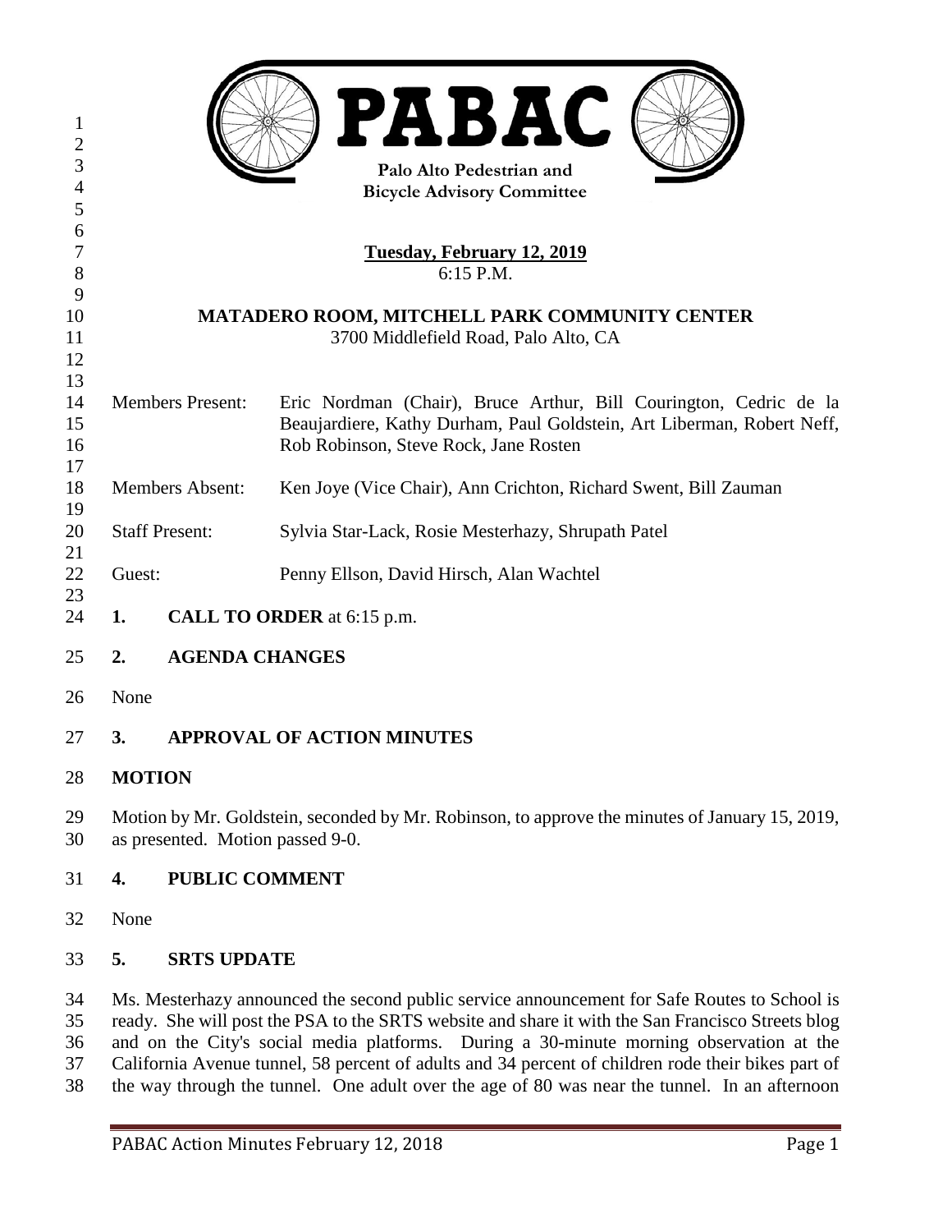# PABAC

Palo Alto Pedestrian and
Bicycle Advisory Committee

**Tuesday, February 12, 2019**
6:15 P.M.

**MATADERO ROOM, MITCHELL PARK COMMUNITY CENTER**
3700 Middlefield Road, Palo Alto, CA

| | |
|---|---|
| Members Present: | Eric Nordman (Chair), Bruce Arthur, Bill Courington, Cedric de la Beaujardiere, Kathy Durham, Paul Goldstein, Art Liberman, Robert Neff, Rob Robinson, Steve Rock, Jane Rosten |
| Members Absent: | Ken Joye (Vice Chair), Ann Crichton, Richard Swent, Bill Zauman |
| Staff Present: | Sylvia Star-Lack, Rosie Mesterhazy, Shrupath Patel |
| Guest: | Penny Ellson, David Hirsch, Alan Wachtel |

**1. CALL TO ORDER** at 6:15 p.m.

**2. AGENDA CHANGES**

None

**3. APPROVAL OF ACTION MINUTES**

**MOTION**

Motion by Mr. Goldstein, seconded by Mr. Robinson, to approve the minutes of January 15, 2019, as presented. Motion passed 9-0.

**4. PUBLIC COMMENT**

None

**5. SRTS UPDATE**

Ms. Mesterhazy announced the second public service announcement for Safe Routes to School is ready. She will post the PSA to the SRTS website and share it with the San Francisco Streets blog and on the City's social media platforms. During a 30-minute morning observation at the California Avenue tunnel, 58 percent of adults and 34 percent of children rode their bikes part of the way through the tunnel. One adult over the age of 80 was near the tunnel. In an afternoon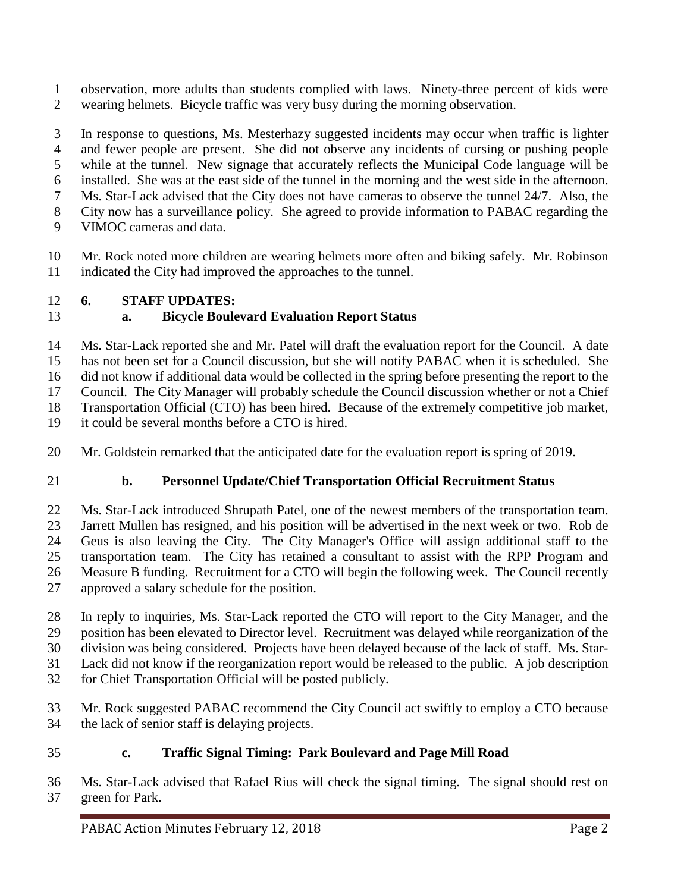observation, more adults than students complied with laws. Ninety-three percent of kids were wearing helmets. Bicycle traffic was very busy during the morning observation.

In response to questions, Ms. Mesterhazy suggested incidents may occur when traffic is lighter and fewer people are present. She did not observe any incidents of cursing or pushing people while at the tunnel. New signage that accurately reflects the Municipal Code language will be installed. She was at the east side of the tunnel in the morning and the west side in the afternoon. Ms. Star-Lack advised that the City does not have cameras to observe the tunnel 24/7. Also, the City now has a surveillance policy. She agreed to provide information to PABAC regarding the VIMOC cameras and data.

Mr. Rock noted more children are wearing helmets more often and biking safely. Mr. Robinson indicated the City had improved the approaches to the tunnel.

## 6. STAFF UPDATES:

### a. Bicycle Boulevard Evaluation Report Status

Ms. Star-Lack reported she and Mr. Patel will draft the evaluation report for the Council. A date has not been set for a Council discussion, but she will notify PABAC when it is scheduled. She did not know if additional data would be collected in the spring before presenting the report to the Council. The City Manager will probably schedule the Council discussion whether or not a Chief Transportation Official (CTO) has been hired. Because of the extremely competitive job market, it could be several months before a CTO is hired.

Mr. Goldstein remarked that the anticipated date for the evaluation report is spring of 2019.

### b. Personnel Update/Chief Transportation Official Recruitment Status

Ms. Star-Lack introduced Shrupath Patel, one of the newest members of the transportation team. Jarrett Mullen has resigned, and his position will be advertised in the next week or two. Rob de Geus is also leaving the City. The City Manager's Office will assign additional staff to the transportation team. The City has retained a consultant to assist with the RPP Program and Measure B funding. Recruitment for a CTO will begin the following week. The Council recently approved a salary schedule for the position.

In reply to inquiries, Ms. Star-Lack reported the CTO will report to the City Manager, and the position has been elevated to Director level. Recruitment was delayed while reorganization of the division was being considered. Projects have been delayed because of the lack of staff. Ms. Star-Lack did not know if the reorganization report would be released to the public. A job description for Chief Transportation Official will be posted publicly.

Mr. Rock suggested PABAC recommend the City Council act swiftly to employ a CTO because the lack of senior staff is delaying projects.

### c. Traffic Signal Timing: Park Boulevard and Page Mill Road

Ms. Star-Lack advised that Rafael Rius will check the signal timing. The signal should rest on green for Park.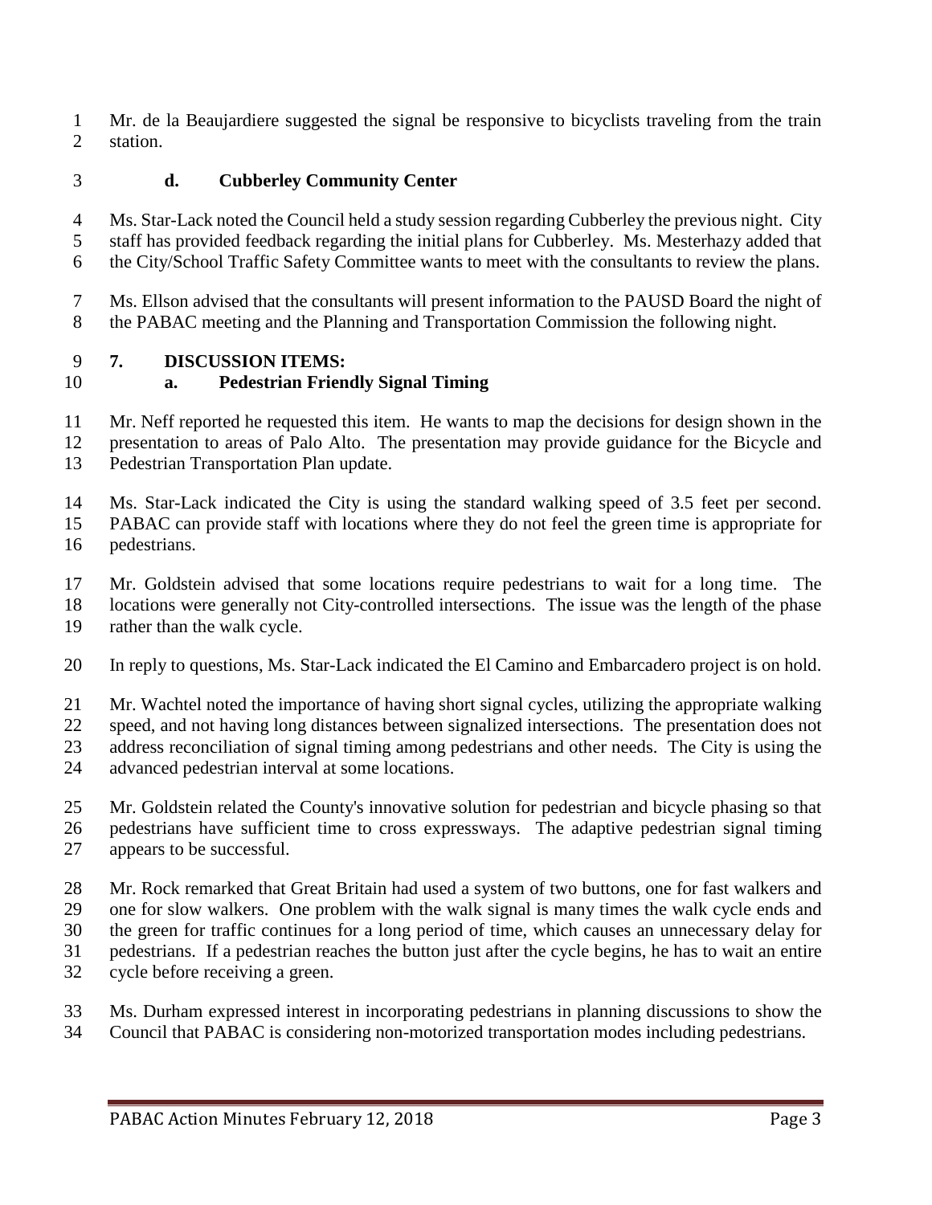Mr. de la Beaujardiere suggested the signal be responsive to bicyclists traveling from the train station.

**d. Cubberley Community Center**

Ms. Star-Lack noted the Council held a study session regarding Cubberley the previous night. City staff has provided feedback regarding the initial plans for Cubberley. Ms. Mesterhazy added that the City/School Traffic Safety Committee wants to meet with the consultants to review the plans.

Ms. Ellson advised that the consultants will present information to the PAUSD Board the night of the PABAC meeting and the Planning and Transportation Commission the following night.

## 7. DISCUSSION ITEMS:

**a. Pedestrian Friendly Signal Timing**

Mr. Neff reported he requested this item. He wants to map the decisions for design shown in the presentation to areas of Palo Alto. The presentation may provide guidance for the Bicycle and Pedestrian Transportation Plan update.

Ms. Star-Lack indicated the City is using the standard walking speed of 3.5 feet per second. PABAC can provide staff with locations where they do not feel the green time is appropriate for pedestrians.

Mr. Goldstein advised that some locations require pedestrians to wait for a long time. The locations were generally not City-controlled intersections. The issue was the length of the phase rather than the walk cycle.

In reply to questions, Ms. Star-Lack indicated the El Camino and Embarcadero project is on hold.

Mr. Wachtel noted the importance of having short signal cycles, utilizing the appropriate walking speed, and not having long distances between signalized intersections. The presentation does not address reconciliation of signal timing among pedestrians and other needs. The City is using the advanced pedestrian interval at some locations.

Mr. Goldstein related the County's innovative solution for pedestrian and bicycle phasing so that pedestrians have sufficient time to cross expressways. The adaptive pedestrian signal timing appears to be successful.

Mr. Rock remarked that Great Britain had used a system of two buttons, one for fast walkers and one for slow walkers. One problem with the walk signal is many times the walk cycle ends and the green for traffic continues for a long period of time, which causes an unnecessary delay for pedestrians. If a pedestrian reaches the button just after the cycle begins, he has to wait an entire cycle before receiving a green.

Ms. Durham expressed interest in incorporating pedestrians in planning discussions to show the Council that PABAC is considering non-motorized transportation modes including pedestrians.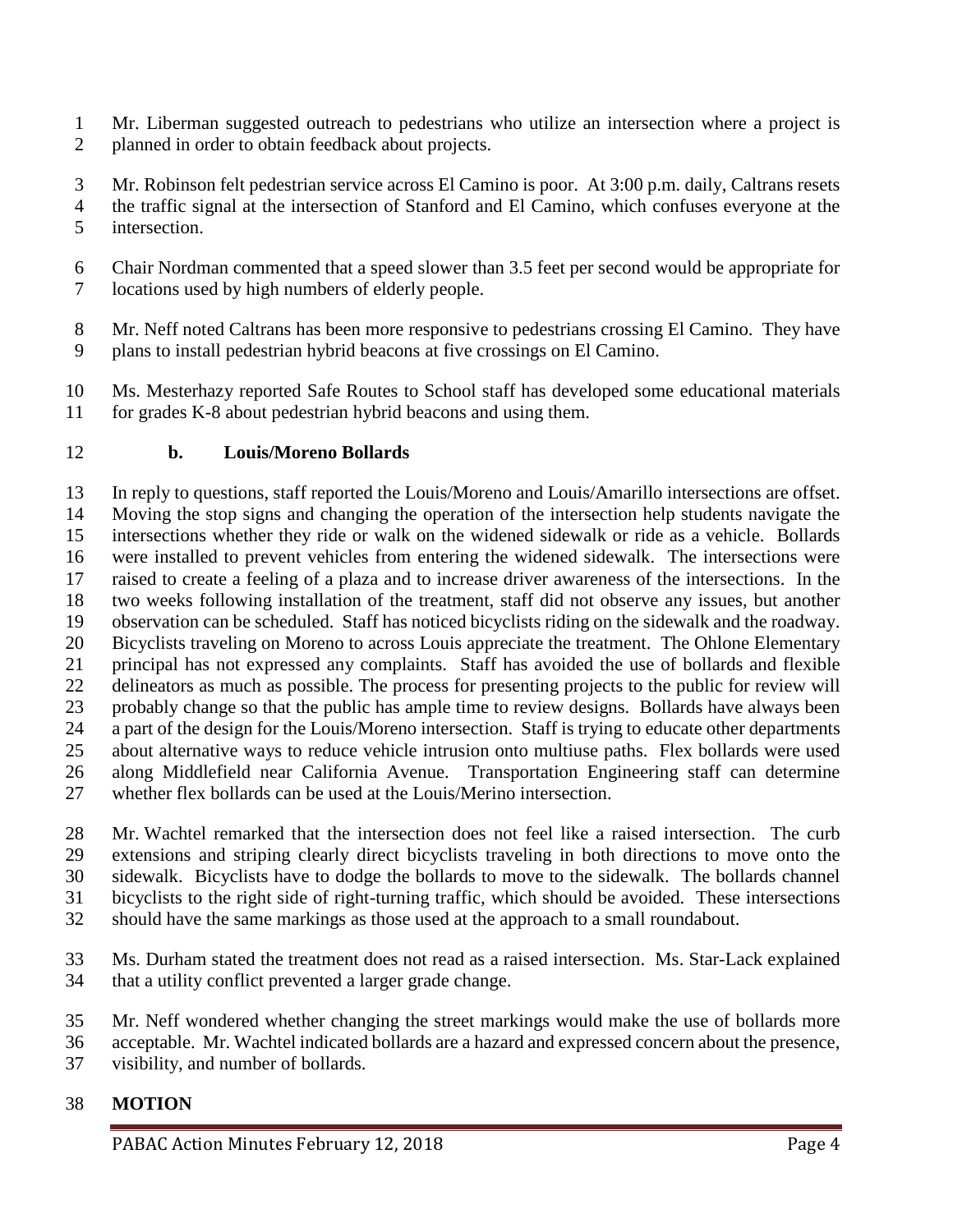Mr. Liberman suggested outreach to pedestrians who utilize an intersection where a project is planned in order to obtain feedback about projects.

Mr. Robinson felt pedestrian service across El Camino is poor. At 3:00 p.m. daily, Caltrans resets the traffic signal at the intersection of Stanford and El Camino, which confuses everyone at the intersection.

Chair Nordman commented that a speed slower than 3.5 feet per second would be appropriate for locations used by high numbers of elderly people.

Mr. Neff noted Caltrans has been more responsive to pedestrians crossing El Camino. They have plans to install pedestrian hybrid beacons at five crossings on El Camino.

Ms. Mesterhazy reported Safe Routes to School staff has developed some educational materials for grades K-8 about pedestrian hybrid beacons and using them.

### b. Louis/Moreno Bollards

In reply to questions, staff reported the Louis/Moreno and Louis/Amarillo intersections are offset. Moving the stop signs and changing the operation of the intersection help students navigate the intersections whether they ride or walk on the widened sidewalk or ride as a vehicle. Bollards were installed to prevent vehicles from entering the widened sidewalk. The intersections were raised to create a feeling of a plaza and to increase driver awareness of the intersections. In the two weeks following installation of the treatment, staff did not observe any issues, but another observation can be scheduled. Staff has noticed bicyclists riding on the sidewalk and the roadway. Bicyclists traveling on Moreno to across Louis appreciate the treatment. The Ohlone Elementary principal has not expressed any complaints. Staff has avoided the use of bollards and flexible delineators as much as possible. The process for presenting projects to the public for review will probably change so that the public has ample time to review designs. Bollards have always been a part of the design for the Louis/Moreno intersection. Staff is trying to educate other departments about alternative ways to reduce vehicle intrusion onto multiuse paths. Flex bollards were used along Middlefield near California Avenue. Transportation Engineering staff can determine whether flex bollards can be used at the Louis/Merino intersection.

Mr. Wachtel remarked that the intersection does not feel like a raised intersection. The curb extensions and striping clearly direct bicyclists traveling in both directions to move onto the sidewalk. Bicyclists have to dodge the bollards to move to the sidewalk. The bollards channel bicyclists to the right side of right-turning traffic, which should be avoided. These intersections should have the same markings as those used at the approach to a small roundabout.

Ms. Durham stated the treatment does not read as a raised intersection. Ms. Star-Lack explained that a utility conflict prevented a larger grade change.

Mr. Neff wondered whether changing the street markings would make the use of bollards more acceptable. Mr. Wachtel indicated bollards are a hazard and expressed concern about the presence, visibility, and number of bollards.

**MOTION**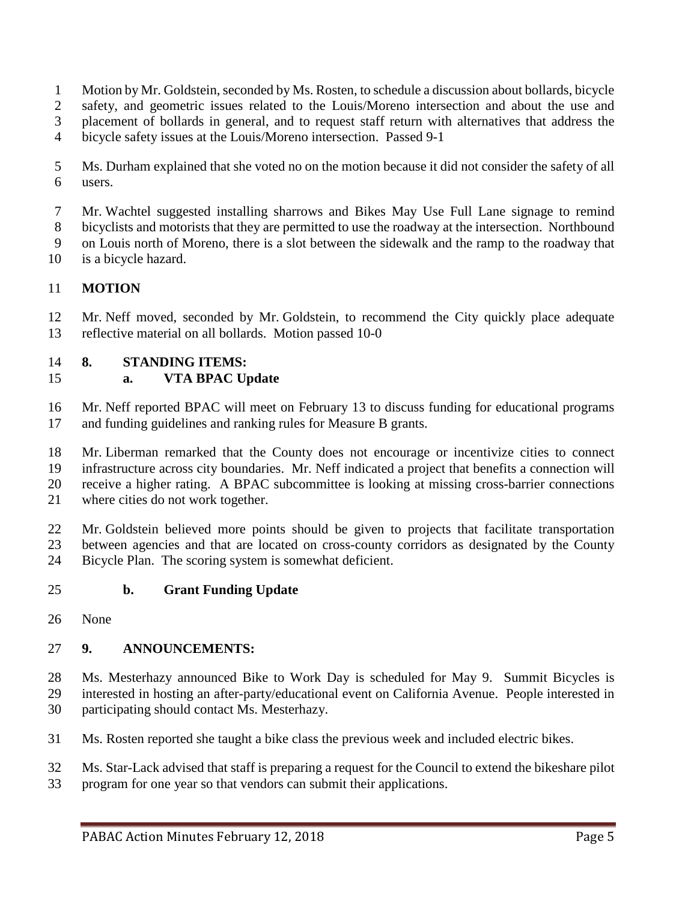Motion by Mr. Goldstein, seconded by Ms. Rosten, to schedule a discussion about bollards, bicycle safety, and geometric issues related to the Louis/Moreno intersection and about the use and placement of bollards in general, and to request staff return with alternatives that address the bicycle safety issues at the Louis/Moreno intersection. Passed 9-1

Ms. Durham explained that she voted no on the motion because it did not consider the safety of all users.

Mr. Wachtel suggested installing sharrows and Bikes May Use Full Lane signage to remind bicyclists and motorists that they are permitted to use the roadway at the intersection. Northbound on Louis north of Moreno, there is a slot between the sidewalk and the ramp to the roadway that is a bicycle hazard.

**MOTION**

Mr. Neff moved, seconded by Mr. Goldstein, to recommend the City quickly place adequate reflective material on all bollards. Motion passed 10-0

**8. STANDING ITEMS:**

**a. VTA BPAC Update**

Mr. Neff reported BPAC will meet on February 13 to discuss funding for educational programs and funding guidelines and ranking rules for Measure B grants.

Mr. Liberman remarked that the County does not encourage or incentivize cities to connect infrastructure across city boundaries. Mr. Neff indicated a project that benefits a connection will receive a higher rating. A BPAC subcommittee is looking at missing cross-barrier connections where cities do not work together.

Mr. Goldstein believed more points should be given to projects that facilitate transportation between agencies and that are located on cross-county corridors as designated by the County Bicycle Plan. The scoring system is somewhat deficient.

**b. Grant Funding Update**

None

**9. ANNOUNCEMENTS:**

Ms. Mesterhazy announced Bike to Work Day is scheduled for May 9. Summit Bicycles is interested in hosting an after-party/educational event on California Avenue. People interested in participating should contact Ms. Mesterhazy.

Ms. Rosten reported she taught a bike class the previous week and included electric bikes.

Ms. Star-Lack advised that staff is preparing a request for the Council to extend the bikeshare pilot program for one year so that vendors can submit their applications.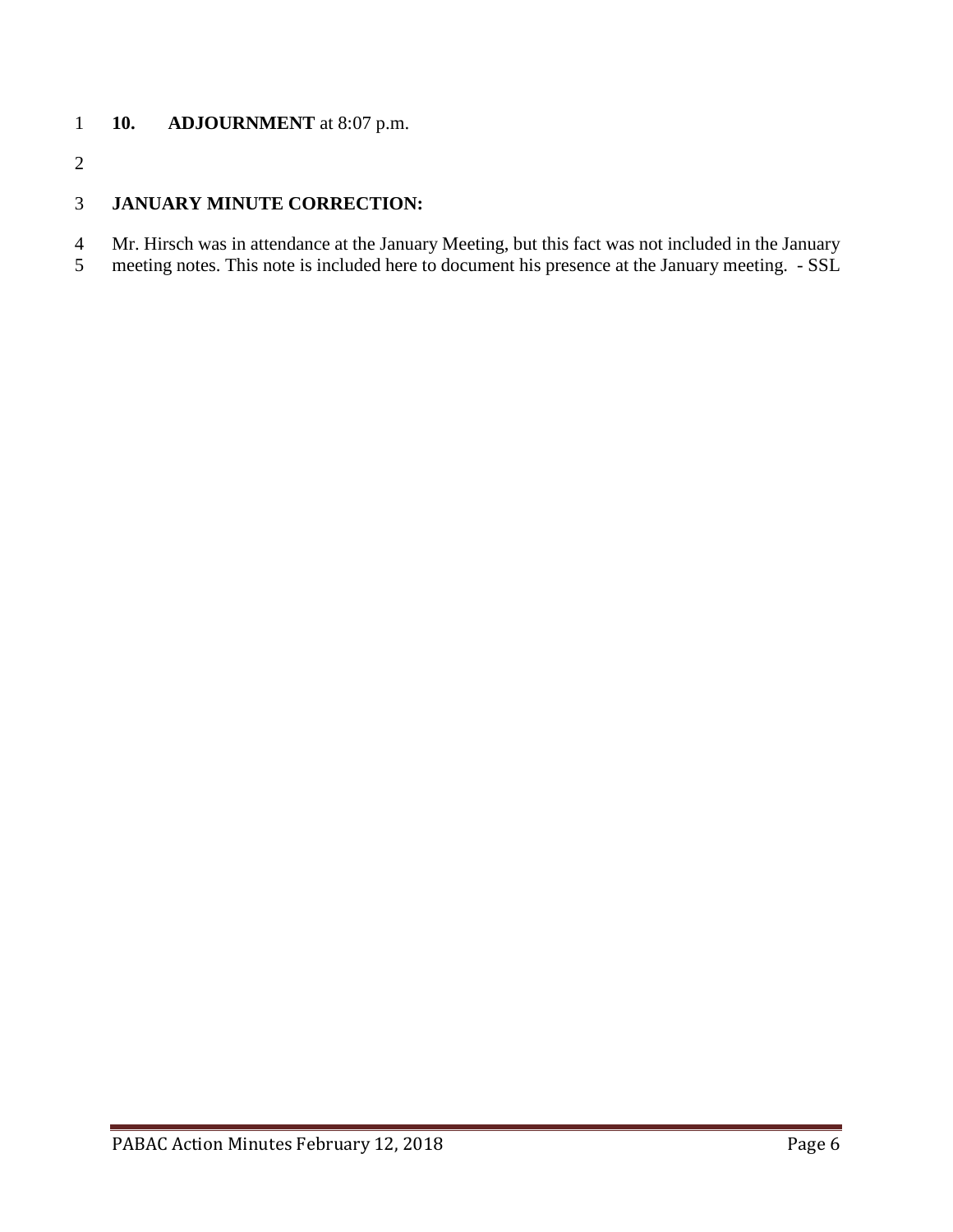**10. ADJOURNMENT** at 8:07 p.m.

**JANUARY MINUTE CORRECTION:**

Mr. Hirsch was in attendance at the January Meeting, but this fact was not included in the January meeting notes. This note is included here to document his presence at the January meeting. - SSL